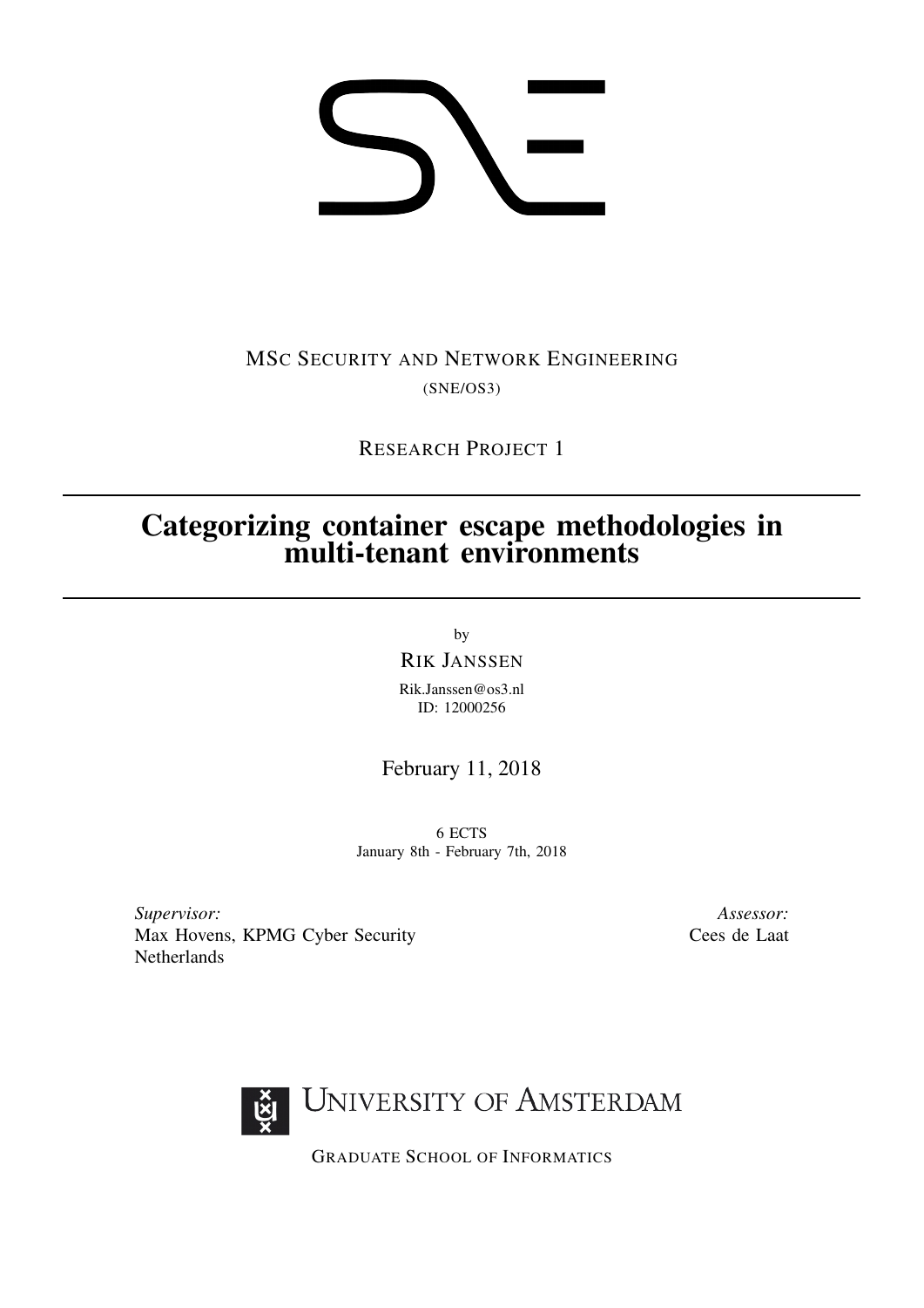MSc Security and Network Engineering

(SNE/OS3)

Research Project 1

# Categorizing container escape methodologies in multi-tenant environments

by

Rik Janssen

Rik.Janssen@os3.nl
ID: 12000256

February 11, 2018

6 ECTS
January 8th - February 7th, 2018

*Supervisor:*
Max Hovens, KPMG Cyber Security Netherlands

*Assessor:*
Cees de Laat

University of Amsterdam

Graduate School of Informatics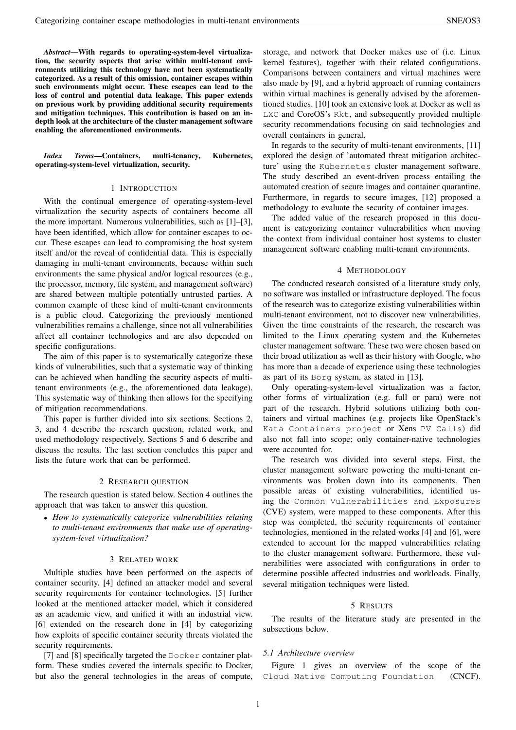***Abstract*—With regards to operating-system-level virtualization, the security aspects that arise within multi-tenant environments utilizing this technology have not been systematically categorized. As a result of this omission, container escapes within such environments might occur. These escapes can lead to the loss of control and potential data leakage. This paper extends on previous work by providing additional security requirements and mitigation techniques. This contribution is based on an in-depth look at the architecture of the cluster management software enabling the aforementioned environments.**

***Index Terms*—Containers, multi-tenancy, Kubernetes, operating-system-level virtualization, security.**

## 1 Introduction

With the continual emergence of operating-system-level virtualization the security aspects of containers become all the more important. Numerous vulnerabilities, such as [1]–[3], have been identified, which allow for container escapes to occur. These escapes can lead to compromising the host system itself and/or the reveal of confidential data. This is especially damaging in multi-tenant environments, because within such environments the same physical and/or logical resources (e.g., the processor, memory, file system, and management software) are shared between multiple potentially untrusted parties. A common example of these kind of multi-tenant environments is a public cloud. Categorizing the previously mentioned vulnerabilities remains a challenge, since not all vulnerabilities affect all container technologies and are also depended on specific configurations.

The aim of this paper is to systematically categorize these kinds of vulnerabilities, such that a systematic way of thinking can be achieved when handling the security aspects of multi-tenant environments (e.g., the aforementioned data leakage). This systematic way of thinking then allows for the specifying of mitigation recommendations.

This paper is further divided into six sections. Sections 2, 3, and 4 describe the research question, related work, and used methodology respectively. Sections 5 and 6 describe and discuss the results. The last section concludes this paper and lists the future work that can be performed.

## 2 Research question

The research question is stated below. Section 4 outlines the approach that was taken to answer this question.

- *How to systematically categorize vulnerabilities relating to multi-tenant environments that make use of operating-system-level virtualization?*

## 3 Related work

Multiple studies have been performed on the aspects of container security. [4] defined an attacker model and several security requirements for container technologies. [5] further looked at the mentioned attacker model, which it considered as an academic view, and unified it with an industrial view. [6] extended on the research done in [4] by categorizing how exploits of specific container security threats violated the security requirements.

[7] and [8] specifically targeted the `Docker` container platform. These studies covered the internals specific to Docker, but also the general technologies in the areas of compute, storage, and network that Docker makes use of (i.e. Linux kernel features), together with their related configurations. Comparisons between containers and virtual machines were also made by [9], and a hybrid approach of running containers within virtual machines is generally advised by the aforementioned studies. [10] took an extensive look at Docker as well as `LXC` and CoreOS's `Rkt`, and subsequently provided multiple security recommendations focusing on said technologies and overall containers in general.

In regards to the security of multi-tenant environments, [11] explored the design of 'automated threat mitigation architecture' using the `Kubernetes` cluster management software. The study described an event-driven process entailing the automated creation of secure images and container quarantine. Furthermore, in regards to secure images, [12] proposed a methodology to evaluate the security of container images.

The added value of the research proposed in this document is categorizing container vulnerabilities when moving the context from individual container host systems to cluster management software enabling multi-tenant environments.

## 4 Methodology

The conducted research consisted of a literature study only, no software was installed or infrastructure deployed. The focus of the research was to categorize existing vulnerabilities within multi-tenant environment, not to discover new vulnerabilities. Given the time constraints of the research, the research was limited to the Linux operating system and the Kubernetes cluster management software. These two were chosen based on their broad utilization as well as their history with Google, who has more than a decade of experience using these technologies as part of its `Borg` system, as stated in [13].

Only operating-system-level virtualization was a factor, other forms of virtualization (e.g. full or para) were not part of the research. Hybrid solutions utilizing both containers and virtual machines (e.g. projects like OpenStack's `Kata Containers project` or Xens `PV Calls`) did also not fall into scope; only container-native technologies were accounted for.

The research was divided into several steps. First, the cluster management software powering the multi-tenant environments was broken down into its components. Then possible areas of existing vulnerabilities, identified using the `Common Vulnerabilities and Exposures` (CVE) system, were mapped to these components. After this step was completed, the security requirements of container technologies, mentioned in the related works [4] and [6], were extended to account for the mapped vulnerabilities relating to the cluster management software. Furthermore, these vulnerabilities were associated with configurations in order to determine possible affected industries and workloads. Finally, several mitigation techniques were listed.

## 5 Results

The results of the literature study are presented in the subsections below.

### 5.1 Architecture overview

Figure 1 gives an overview of the scope of the `Cloud Native Computing Foundation` (CNCF).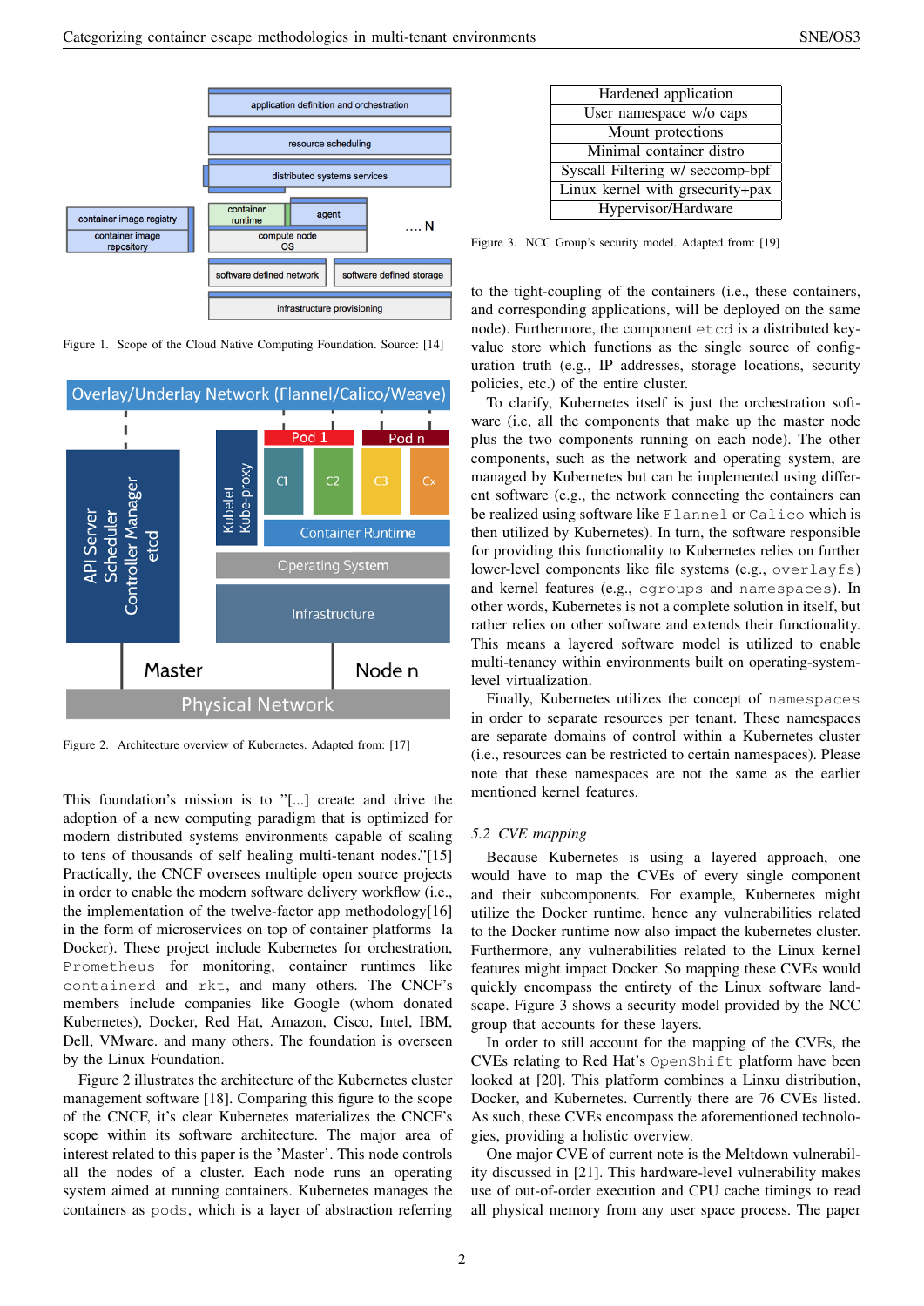Figure 1. Scope of the Cloud Native Computing Foundation. Source: [14]

Figure 2. Architecture overview of Kubernetes. Adapted from: [17]

This foundation's mission is to "[...] create and drive the adoption of a new computing paradigm that is optimized for modern distributed systems environments capable of scaling to tens of thousands of self healing multi-tenant nodes."[15] Practically, the CNCF oversees multiple open source projects in order to enable the modern software delivery workflow (i.e., the implementation of the twelve-factor app methodology[16] in the form of microservices on top of container platforms la Docker). These project include Kubernetes for orchestration, `Prometheus` for monitoring, container runtimes like `containerd` and `rkt`, and many others. The CNCF's members include companies like Google (whom donated Kubernetes), Docker, Red Hat, Amazon, Cisco, Intel, IBM, Dell, VMware. and many others. The foundation is overseen by the Linux Foundation.

Figure 2 illustrates the architecture of the Kubernetes cluster management software [18]. Comparing this figure to the scope of the CNCF, it's clear Kubernetes materializes the CNCF's scope within its software architecture. The major area of interest related to this paper is the 'Master'. This node controls all the nodes of a cluster. Each node runs an operating system aimed at running containers. Kubernetes manages the containers as `pods`, which is a layer of abstraction referring

| Hardened application |
|---|
| User namespace w/o caps |
| Mount protections |
| Minimal container distro |
| Syscall Filtering w/ seccomp-bpf |
| Linux kernel with grsecurity+pax |
| Hypervisor/Hardware |

Figure 3. NCC Group's security model. Adapted from: [19]

to the tight-coupling of the containers (i.e., these containers, and corresponding applications, will be deployed on the same node). Furthermore, the component `etcd` is a distributed key-value store which functions as the single source of configuration truth (e.g., IP addresses, storage locations, security policies, etc.) of the entire cluster.

To clarify, Kubernetes itself is just the orchestration software (i.e, all the components that make up the master node plus the two components running on each node). The other components, such as the network and operating system, are managed by Kubernetes but can be implemented using different software (e.g., the network connecting the containers can be realized using software like `Flannel` or `Calico` which is then utilized by Kubernetes). In turn, the software responsible for providing this functionality to Kubernetes relies on further lower-level components like file systems (e.g., `overlayfs`) and kernel features (e.g., `cgroups` and `namespaces`). In other words, Kubernetes is not a complete solution in itself, but rather relies on other software and extends their functionality. This means a layered software model is utilized to enable multi-tenancy within environments built on operating-system-level virtualization.

Finally, Kubernetes utilizes the concept of `namespaces` in order to separate resources per tenant. These namespaces are separate domains of control within a Kubernetes cluster (i.e., resources can be restricted to certain namespaces). Please note that these namespaces are not the same as the earlier mentioned kernel features.

### *5.2 CVE mapping*

Because Kubernetes is using a layered approach, one would have to map the CVEs of every single component and their subcomponents. For example, Kubernetes might utilize the Docker runtime, hence any vulnerabilities related to the Docker runtime now also impact the kubernetes cluster. Furthermore, any vulnerabilities related to the Linux kernel features might impact Docker. So mapping these CVEs would quickly encompass the entirety of the Linux software landscape. Figure 3 shows a security model provided by the NCC group that accounts for these layers.

In order to still account for the mapping of the CVEs, the CVEs relating to Red Hat's `OpenShift` platform have been looked at [20]. This platform combines a Linxu distribution, Docker, and Kubernetes. Currently there are 76 CVEs listed. As such, these CVEs encompass the aforementioned technologies, providing a holistic overview.

One major CVE of current note is the Meltdown vulnerability discussed in [21]. This hardware-level vulnerability makes use of out-of-order execution and CPU cache timings to read all physical memory from any user space process. The paper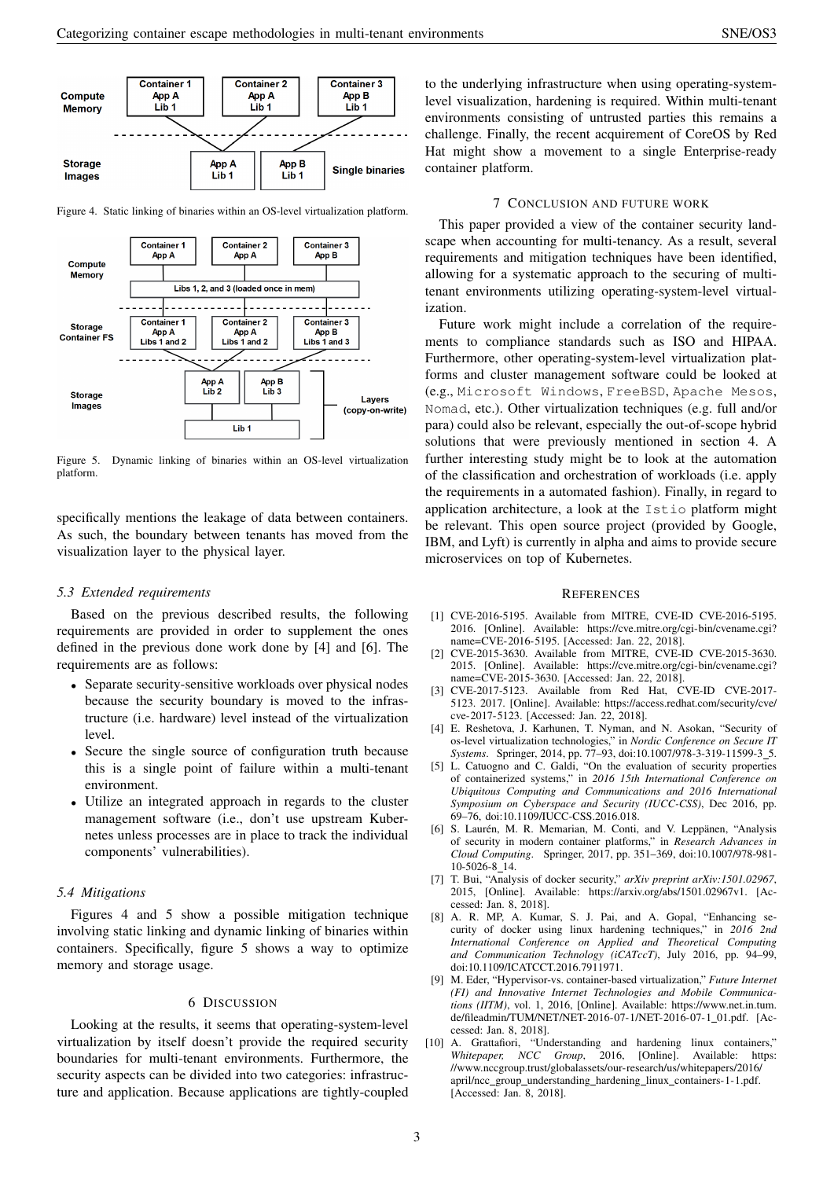Figure 4. Static linking of binaries within an OS-level virtualization platform.

Figure 5. Dynamic linking of binaries within an OS-level virtualization platform.

specifically mentions the leakage of data between containers. As such, the boundary between tenants has moved from the visualization layer to the physical layer.

### 5.3 Extended requirements

Based on the previous described results, the following requirements are provided in order to supplement the ones defined in the previous done work done by [4] and [6]. The requirements are as follows:

- Separate security-sensitive workloads over physical nodes because the security boundary is moved to the infrastructure (i.e. hardware) level instead of the virtualization level.
- Secure the single source of configuration truth because this is a single point of failure within a multi-tenant environment.
- Utilize an integrated approach in regards to the cluster management software (i.e., don't use upstream Kubernetes unless processes are in place to track the individual components' vulnerabilities).

### 5.4 Mitigations

Figures 4 and 5 show a possible mitigation technique involving static linking and dynamic linking of binaries within containers. Specifically, figure 5 shows a way to optimize memory and storage usage.

## 6 Discussion

Looking at the results, it seems that operating-system-level virtualization by itself doesn't provide the required security boundaries for multi-tenant environments. Furthermore, the security aspects can be divided into two categories: infrastructure and application. Because applications are tightly-coupled to the underlying infrastructure when using operating-system-level visualization, hardening is required. Within multi-tenant environments consisting of untrusted parties this remains a challenge. Finally, the recent acquirement of CoreOS by Red Hat might show a movement to a single Enterprise-ready container platform.

## 7 Conclusion and future work

This paper provided a view of the container security landscape when accounting for multi-tenancy. As a result, several requirements and mitigation techniques have been identified, allowing for a systematic approach to the securing of multi-tenant environments utilizing operating-system-level virtualization.

Future work might include a correlation of the requirements to compliance standards such as ISO and HIPAA. Furthermore, other operating-system-level virtualization platforms and cluster management software could be looked at (e.g., `Microsoft Windows`, `FreeBSD`, `Apache Mesos`, `Nomad`, etc.). Other virtualization techniques (e.g. full and/or para) could also be relevant, especially the out-of-scope hybrid solutions that were previously mentioned in section 4. A further interesting study might be to look at the automation of the classification and orchestration of workloads (i.e. apply the requirements in a automated fashion). Finally, in regard to application architecture, a look at the `Istio` platform might be relevant. This open source project (provided by Google, IBM, and Lyft) is currently in alpha and aims to provide secure microservices on top of Kubernetes.

## References

[1] CVE-2016-5195. Available from MITRE, CVE-ID CVE-2016-5195. 2016. [Online]. Available: https://cve.mitre.org/cgi-bin/cvename.cgi?name=CVE-2016-5195. [Accessed: Jan. 22, 2018].

[2] CVE-2015-3630. Available from MITRE, CVE-ID CVE-2015-3630. 2015. [Online]. Available: https://cve.mitre.org/cgi-bin/cvename.cgi?name=CVE-2015-3630. [Accessed: Jan. 22, 2018].

[3] CVE-2017-5123. Available from Red Hat, CVE-ID CVE-2017-5123. 2017. [Online]. Available: https://access.redhat.com/security/cve/cve-2017-5123. [Accessed: Jan. 22, 2018].

[4] E. Reshetova, J. Karhunen, T. Nyman, and N. Asokan, "Security of os-level virtualization technologies," in *Nordic Conference on Secure IT Systems*. Springer, 2014, pp. 77–93, doi:10.1007/978-3-319-11599-3_5.

[5] L. Catuogno and C. Galdi, "On the evaluation of security properties of containerized systems," in *2016 15th International Conference on Ubiquitous Computing and Communications and 2016 International Symposium on Cyberspace and Security (IUCC-CSS)*, Dec 2016, pp. 69–76, doi:10.1109/IUCC-CSS.2016.018.

[6] S. Laurén, M. R. Memarian, M. Conti, and V. Leppänen, "Analysis of security in modern container platforms," in *Research Advances in Cloud Computing*. Springer, 2017, pp. 351–369, doi:10.1007/978-981-10-5026-8_14.

[7] T. Bui, "Analysis of docker security," *arXiv preprint arXiv:1501.02967*, 2015, [Online]. Available: https://arxiv.org/abs/1501.02967v1. [Accessed: Jan. 8, 2018].

[8] A. R. MP, A. Kumar, S. J. Pai, and A. Gopal, "Enhancing security of docker using linux hardening techniques," in *2016 2nd International Conference on Applied and Theoretical Computing and Communication Technology (iCATccT)*, July 2016, pp. 94–99, doi:10.1109/ICATCCT.2016.7911971.

[9] M. Eder, "Hypervisor-vs. container-based virtualization," *Future Internet (FI) and Innovative Internet Technologies and Mobile Communications (IITM)*, vol. 1, 2016, [Online]. Available: https://www.net.in.tum.de/fileadmin/TUM/NET/NET-2016-07-1/NET-2016-07-1_01.pdf. [Accessed: Jan. 8, 2018].

[10] A. Grattafiori, "Understanding and hardening linux containers," *Whitepaper, NCC Group*, 2016, [Online]. Available: https://www.nccgroup.trust/globalassets/our-research/us/whitepapers/2016/april/ncc_group_understanding_hardening_linux_containers-1-1.pdf. [Accessed: Jan. 8, 2018].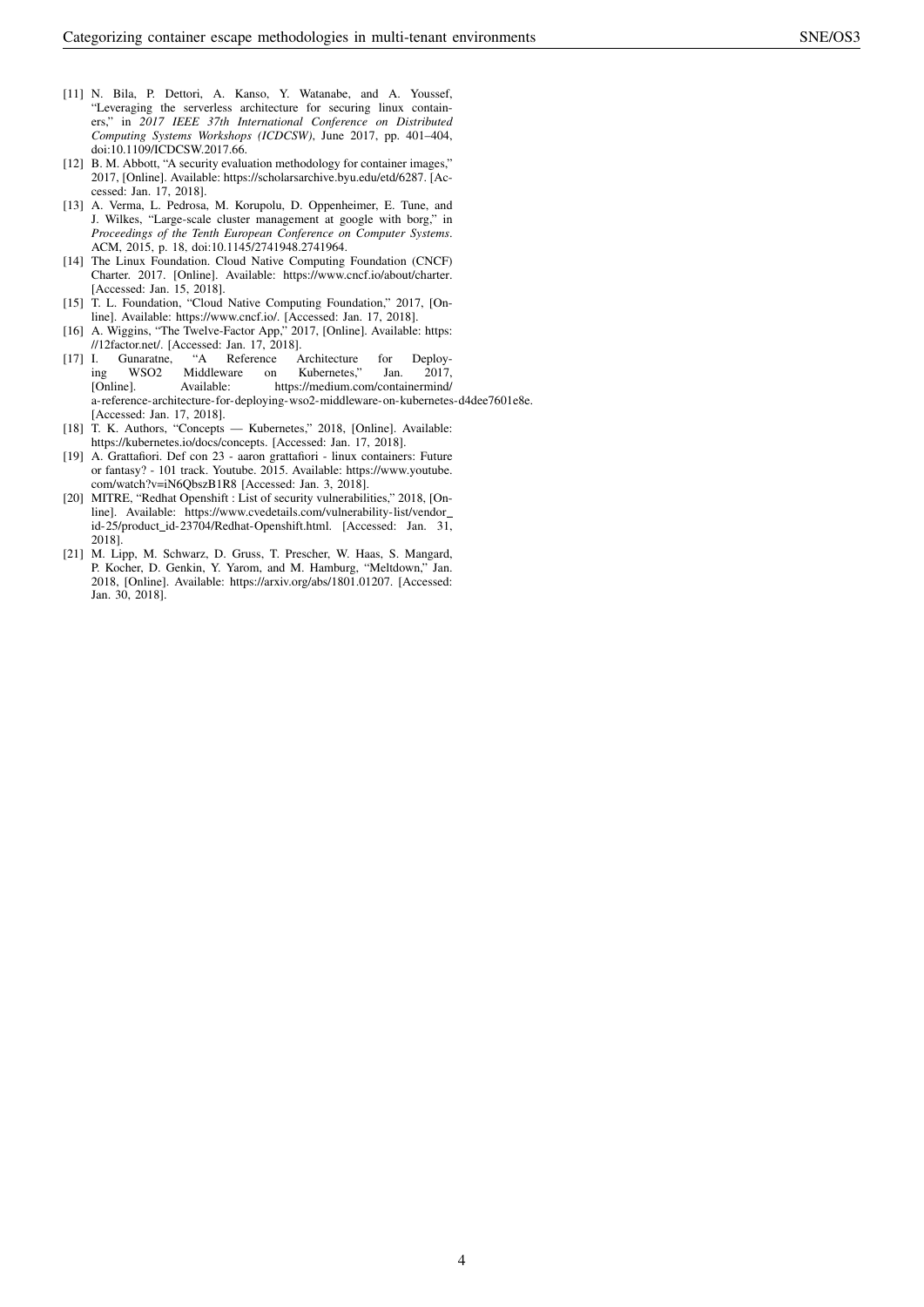[11] N. Bila, P. Dettori, A. Kanso, Y. Watanabe, and A. Youssef, "Leveraging the serverless architecture for securing linux containers," in *2017 IEEE 37th International Conference on Distributed Computing Systems Workshops (ICDCSW)*, June 2017, pp. 401–404, doi:10.1109/ICDCSW.2017.66.

[12] B. M. Abbott, "A security evaluation methodology for container images," 2017, [Online]. Available: https://scholarsarchive.byu.edu/etd/6287. [Accessed: Jan. 17, 2018].

[13] A. Verma, L. Pedrosa, M. Korupolu, D. Oppenheimer, E. Tune, and J. Wilkes, "Large-scale cluster management at google with borg," in *Proceedings of the Tenth European Conference on Computer Systems*. ACM, 2015, p. 18, doi:10.1145/2741948.2741964.

[14] The Linux Foundation. Cloud Native Computing Foundation (CNCF) Charter. 2017. [Online]. Available: https://www.cncf.io/about/charter. [Accessed: Jan. 15, 2018].

[15] T. L. Foundation, "Cloud Native Computing Foundation," 2017, [Online]. Available: https://www.cncf.io/. [Accessed: Jan. 17, 2018].

[16] A. Wiggins, "The Twelve-Factor App," 2017, [Online]. Available: https://12factor.net/. [Accessed: Jan. 17, 2018].

[17] I. Gunaratne, "A Reference Architecture for Deploying WSO2 Middleware on Kubernetes," Jan. 2017, [Online]. Available: https://medium.com/containermind/a-reference-architecture-for-deploying-wso2-middleware-on-kubernetes-d4dee7601e8e. [Accessed: Jan. 17, 2018].

[18] T. K. Authors, "Concepts — Kubernetes," 2018, [Online]. Available: https://kubernetes.io/docs/concepts. [Accessed: Jan. 17, 2018].

[19] A. Grattafiori. Def con 23 - aaron grattafiori - linux containers: Future or fantasy? - 101 track. Youtube. 2015. Available: https://www.youtube.com/watch?v=iN6QbszB1R8 [Accessed: Jan. 3, 2018].

[20] MITRE, "Redhat Openshift : List of security vulnerabilities," 2018, [Online]. Available: https://www.cvedetails.com/vulnerability-list/vendor_id-25/product_id-23704/Redhat-Openshift.html. [Accessed: Jan. 31, 2018].

[21] M. Lipp, M. Schwarz, D. Gruss, T. Prescher, W. Haas, S. Mangard, P. Kocher, D. Genkin, Y. Yarom, and M. Hamburg, "Meltdown," Jan. 2018, [Online]. Available: https://arxiv.org/abs/1801.01207. [Accessed: Jan. 30, 2018].